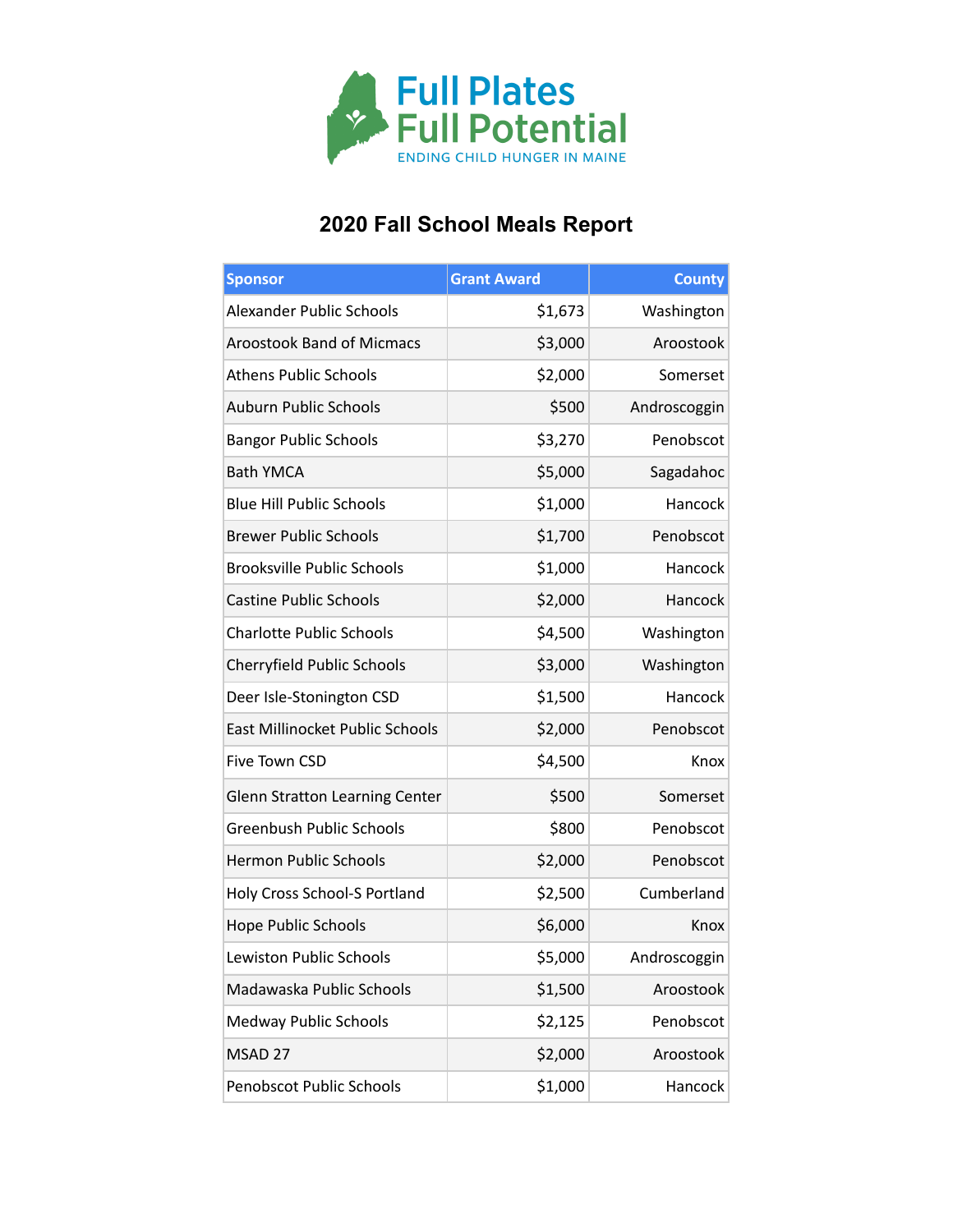Full Plates Full Potential

ENDING CHILD HUNGER IN MAINE

# 2020 Fall School Meals Report

| Sponsor | Grant Award | County |
|---|---:|---:|
| Alexander Public Schools | $1,673 | Washington |
| Aroostook Band of Micmacs | $3,000 | Aroostook |
| Athens Public Schools | $2,000 | Somerset |
| Auburn Public Schools | $500 | Androscoggin |
| Bangor Public Schools | $3,270 | Penobscot |
| Bath YMCA | $5,000 | Sagadahoc |
| Blue Hill Public Schools | $1,000 | Hancock |
| Brewer Public Schools | $1,700 | Penobscot |
| Brooksville Public Schools | $1,000 | Hancock |
| Castine Public Schools | $2,000 | Hancock |
| Charlotte Public Schools | $4,500 | Washington |
| Cherryfield Public Schools | $3,000 | Washington |
| Deer Isle-Stonington CSD | $1,500 | Hancock |
| East Millinocket Public Schools | $2,000 | Penobscot |
| Five Town CSD | $4,500 | Knox |
| Glenn Stratton Learning Center | $500 | Somerset |
| Greenbush Public Schools | $800 | Penobscot |
| Hermon Public Schools | $2,000 | Penobscot |
| Holy Cross School-S Portland | $2,500 | Cumberland |
| Hope Public Schools | $6,000 | Knox |
| Lewiston Public Schools | $5,000 | Androscoggin |
| Madawaska Public Schools | $1,500 | Aroostook |
| Medway Public Schools | $2,125 | Penobscot |
| MSAD 27 | $2,000 | Aroostook |
| Penobscot Public Schools | $1,000 | Hancock |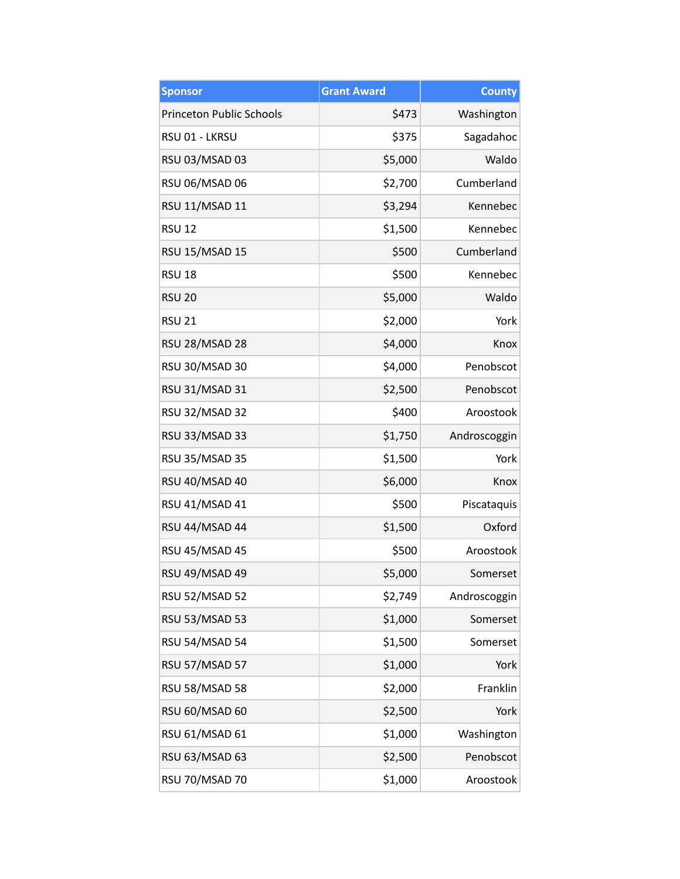| Sponsor | Grant Award | County |
| --- | ---: | ---: |
| Princeton Public Schools | $473 | Washington |
| RSU 01 - LKRSU | $375 | Sagadahoc |
| RSU 03/MSAD 03 | $5,000 | Waldo |
| RSU 06/MSAD 06 | $2,700 | Cumberland |
| RSU 11/MSAD 11 | $3,294 | Kennebec |
| RSU 12 | $1,500 | Kennebec |
| RSU 15/MSAD 15 | $500 | Cumberland |
| RSU 18 | $500 | Kennebec |
| RSU 20 | $5,000 | Waldo |
| RSU 21 | $2,000 | York |
| RSU 28/MSAD 28 | $4,000 | Knox |
| RSU 30/MSAD 30 | $4,000 | Penobscot |
| RSU 31/MSAD 31 | $2,500 | Penobscot |
| RSU 32/MSAD 32 | $400 | Aroostook |
| RSU 33/MSAD 33 | $1,750 | Androscoggin |
| RSU 35/MSAD 35 | $1,500 | York |
| RSU 40/MSAD 40 | $6,000 | Knox |
| RSU 41/MSAD 41 | $500 | Piscataquis |
| RSU 44/MSAD 44 | $1,500 | Oxford |
| RSU 45/MSAD 45 | $500 | Aroostook |
| RSU 49/MSAD 49 | $5,000 | Somerset |
| RSU 52/MSAD 52 | $2,749 | Androscoggin |
| RSU 53/MSAD 53 | $1,000 | Somerset |
| RSU 54/MSAD 54 | $1,500 | Somerset |
| RSU 57/MSAD 57 | $1,000 | York |
| RSU 58/MSAD 58 | $2,000 | Franklin |
| RSU 60/MSAD 60 | $2,500 | York |
| RSU 61/MSAD 61 | $1,000 | Washington |
| RSU 63/MSAD 63 | $2,500 | Penobscot |
| RSU 70/MSAD 70 | $1,000 | Aroostook |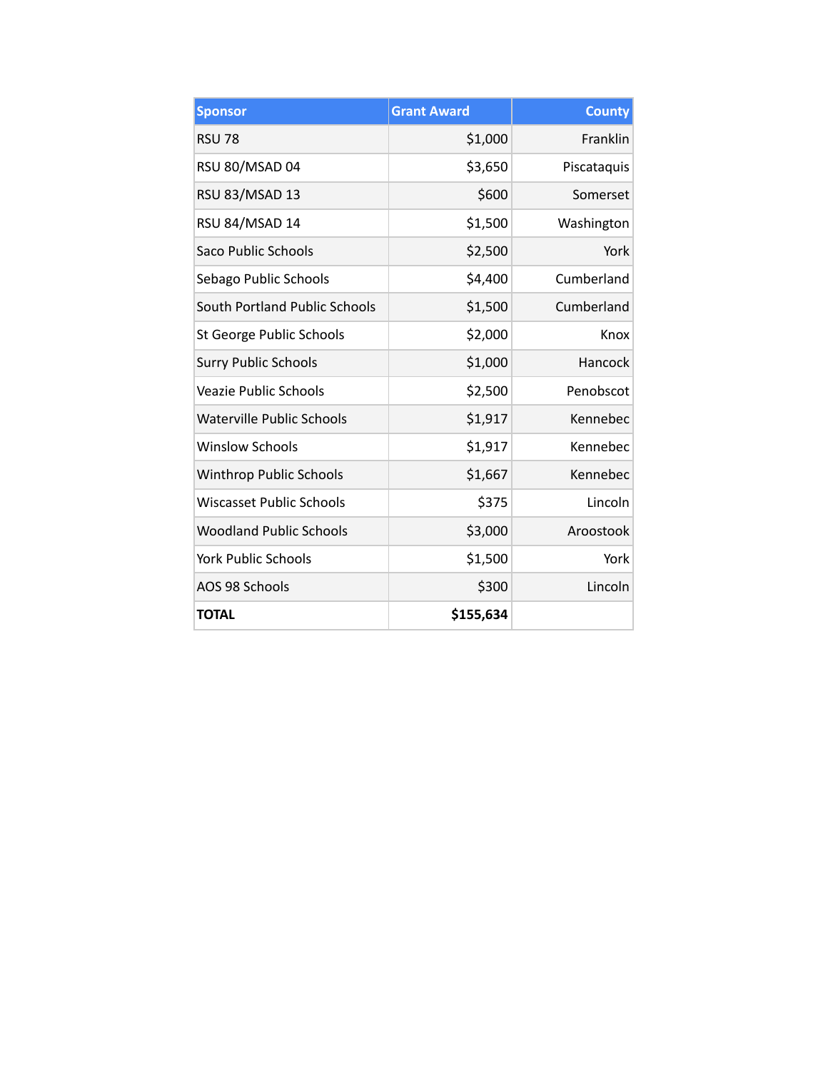| Sponsor | Grant Award | County |
| --- | ---: | ---: |
| RSU 78 | $1,000 | Franklin |
| RSU 80/MSAD 04 | $3,650 | Piscataquis |
| RSU 83/MSAD 13 | $600 | Somerset |
| RSU 84/MSAD 14 | $1,500 | Washington |
| Saco Public Schools | $2,500 | York |
| Sebago Public Schools | $4,400 | Cumberland |
| South Portland Public Schools | $1,500 | Cumberland |
| St George Public Schools | $2,000 | Knox |
| Surry Public Schools | $1,000 | Hancock |
| Veazie Public Schools | $2,500 | Penobscot |
| Waterville Public Schools | $1,917 | Kennebec |
| Winslow Schools | $1,917 | Kennebec |
| Winthrop Public Schools | $1,667 | Kennebec |
| Wiscasset Public Schools | $375 | Lincoln |
| Woodland Public Schools | $3,000 | Aroostook |
| York Public Schools | $1,500 | York |
| AOS 98 Schools | $300 | Lincoln |
| **TOTAL** | **$155,634** | |